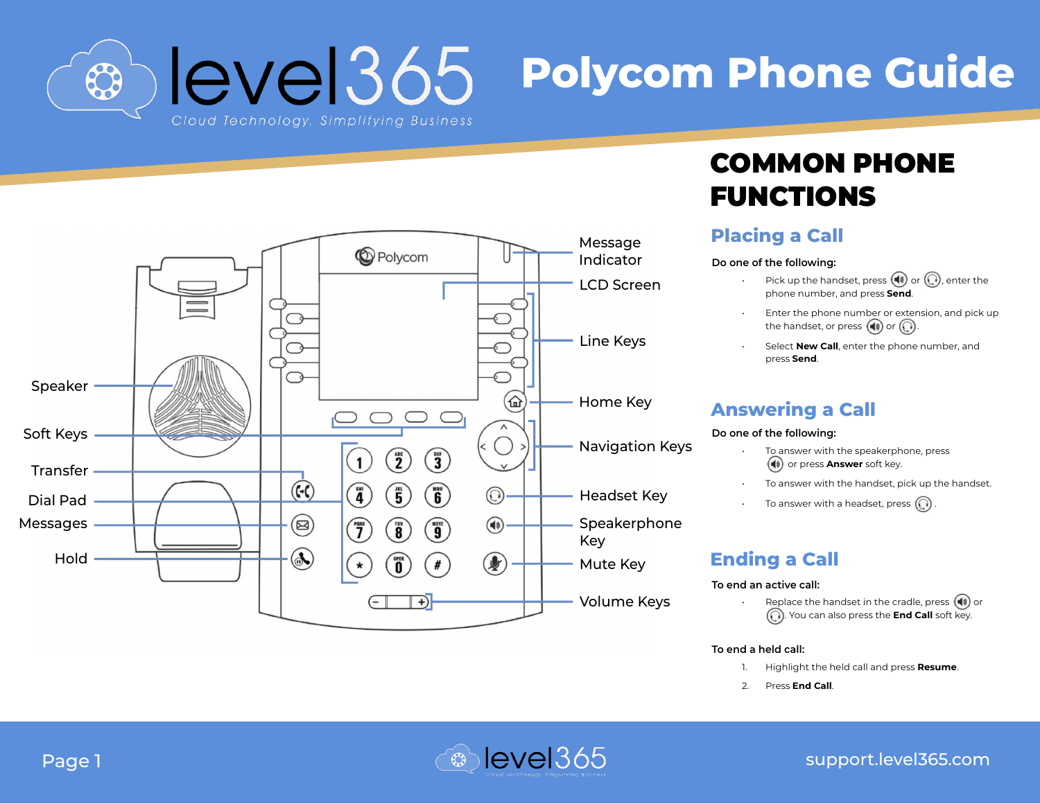# Polycom Phone Guide

level365 — Cloud Technology. Simplifying Business

Speaker

Soft Keys

Transfer

Dial Pad

Messages

Hold

Message Indicator

LCD Screen

Line Keys

Home Key

Navigation Keys

Headset Key

Speakerphone Key

Mute Key

Volume Keys

## COMMON PHONE FUNCTIONS

### Placing a Call

**Do one of the following:**

- Pick up the handset, press (speakerphone) or (headset), enter the phone number, and press **Send**.
- Enter the phone number or extension, and pick up the handset, or press (speakerphone) or (headset).
- Select **New Call**, enter the phone number, and press **Send**.

### Answering a Call

**Do one of the following:**

- To answer with the speakerphone, press (speakerphone) or press **Answer** soft key.
- To answer with the handset, pick up the handset.
- To answer with a headset, press (headset).

### Ending a Call

**To end an active call:**

- Replace the handset in the cradle, press (speakerphone) or (headset). You can also press the **End Call** soft key.

**To end a held call:**

1. Highlight the held call and press **Resume**.
2. Press **End Call**.

support.level365.com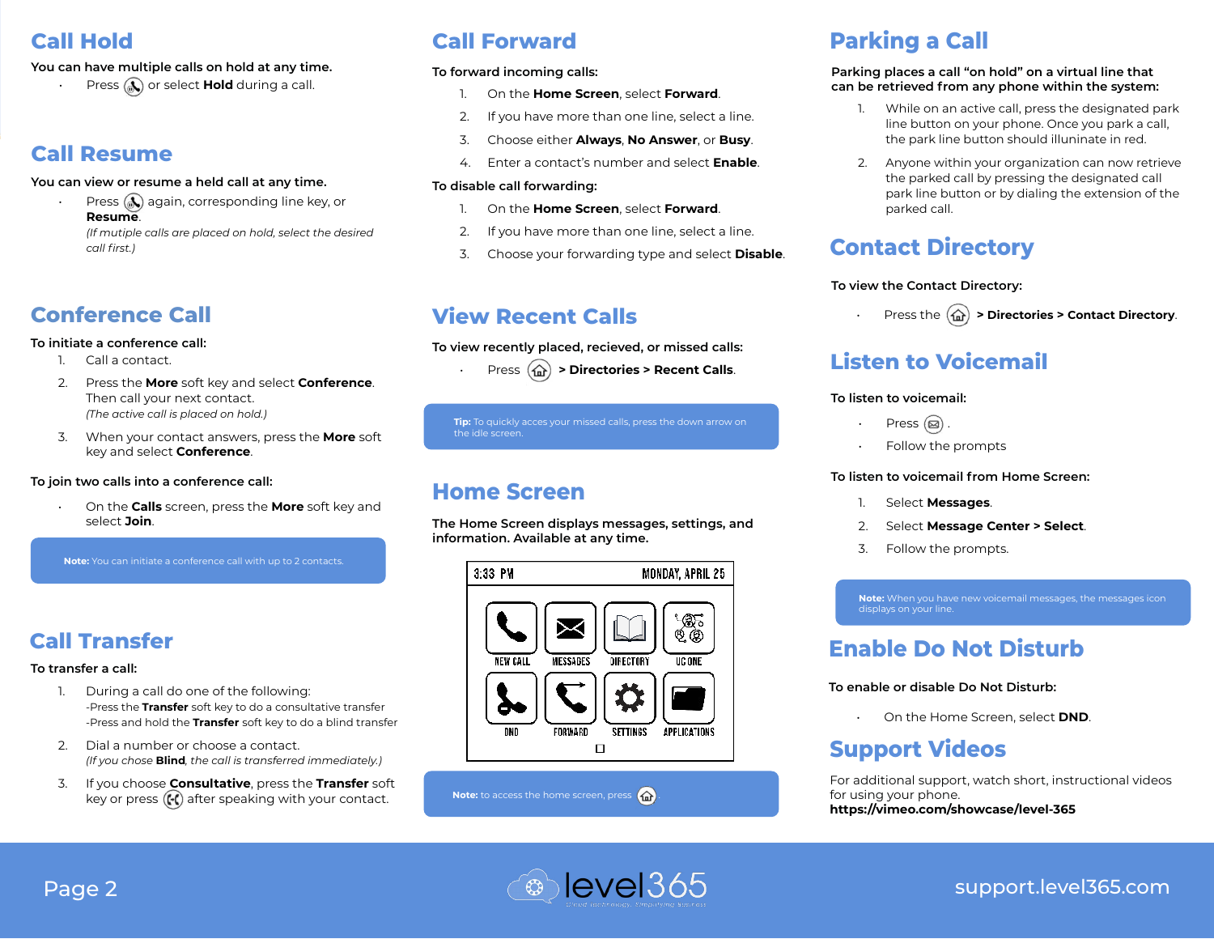## Call Hold

**You can have multiple calls on hold at any time.**

- Press or select **Hold** during a call.

## Call Resume

**You can view or resume a held call at any time.**

- Press again, corresponding line key, or **Resume**.
  *(If mutiple calls are placed on hold, select the desired call first.)*

## Conference Call

**To initiate a conference call:**

1. Call a contact.
2. Press the **More** soft key and select **Conference**. Then call your next contact.
   *(The active call is placed on hold.)*
3. When your contact answers, press the **More** soft key and select **Conference**.

**To join two calls into a conference call:**

- On the **Calls** screen, press the **More** soft key and select **Join**.

**Note:** You can initiate a conference call with up to 2 contacts.

## Call Transfer

**To transfer a call:**

1. During a call do one of the following:
   -Press the **Transfer** soft key to do a consultative transfer
   -Press and hold the **Transfer** soft key to do a blind transfer
2. Dial a number or choose a contact.
   *(If you chose **Blind**, the call is transferred immediately.)*
3. If you choose **Consultative**, press the **Transfer** soft key or press after speaking with your contact.

## Call Forward

**To forward incoming calls:**

1. On the **Home Screen**, select **Forward**.
2. If you have more than one line, select a line.
3. Choose either **Always**, **No Answer**, or **Busy**.
4. Enter a contact's number and select **Enable**.

**To disable call forwarding:**

1. On the **Home Screen**, select **Forward**.
2. If you have more than one line, select a line.
3. Choose your forwarding type and select **Disable**.

## View Recent Calls

**To view recently placed, recieved, or missed calls:**

- Press **> Directories > Recent Calls**.

**Tip:** To quickly acces your missed calls, press the down arrow on the idle screen.

## Home Screen

**The Home Screen displays messages, settings, and information. Available at any time.**

3:33 PM MONDAY, APRIL 25

NEW CALL, MESSAGES, DIRECTORY, UC ONE, DND, FORWARD, SETTINGS, APPLICATIONS

**Note:** to access the home screen, press .

## Parking a Call

**Parking places a call "on hold" on a virtual line that can be retrieved from any phone within the system:**

1. While on an active call, press the designated park line button on your phone. Once you park a call, the park line button should illuminate in red.
2. Anyone within your organization can now retrieve the parked call by pressing the designated call park line button or by dialing the extension of the parked call.

## Contact Directory

**To view the Contact Directory:**

- Press the **> Directories > Contact Directory**.

## Listen to Voicemail

**To listen to voicemail:**

- Press .
- Follow the prompts

**To listen to voicemail from Home Screen:**

1. Select **Messages**.
2. Select **Message Center > Select**.
3. Follow the prompts.

**Note:** When you have new voicemail messages, the messages icon displays on your line.

## Enable Do Not Disturb

**To enable or disable Do Not Disturb:**

- On the Home Screen, select **DND**.

## Support Videos

For additional support, watch short, instructional videos for using your phone.
**https://vimeo.com/showcase/level-365**

level365

support.level365.com